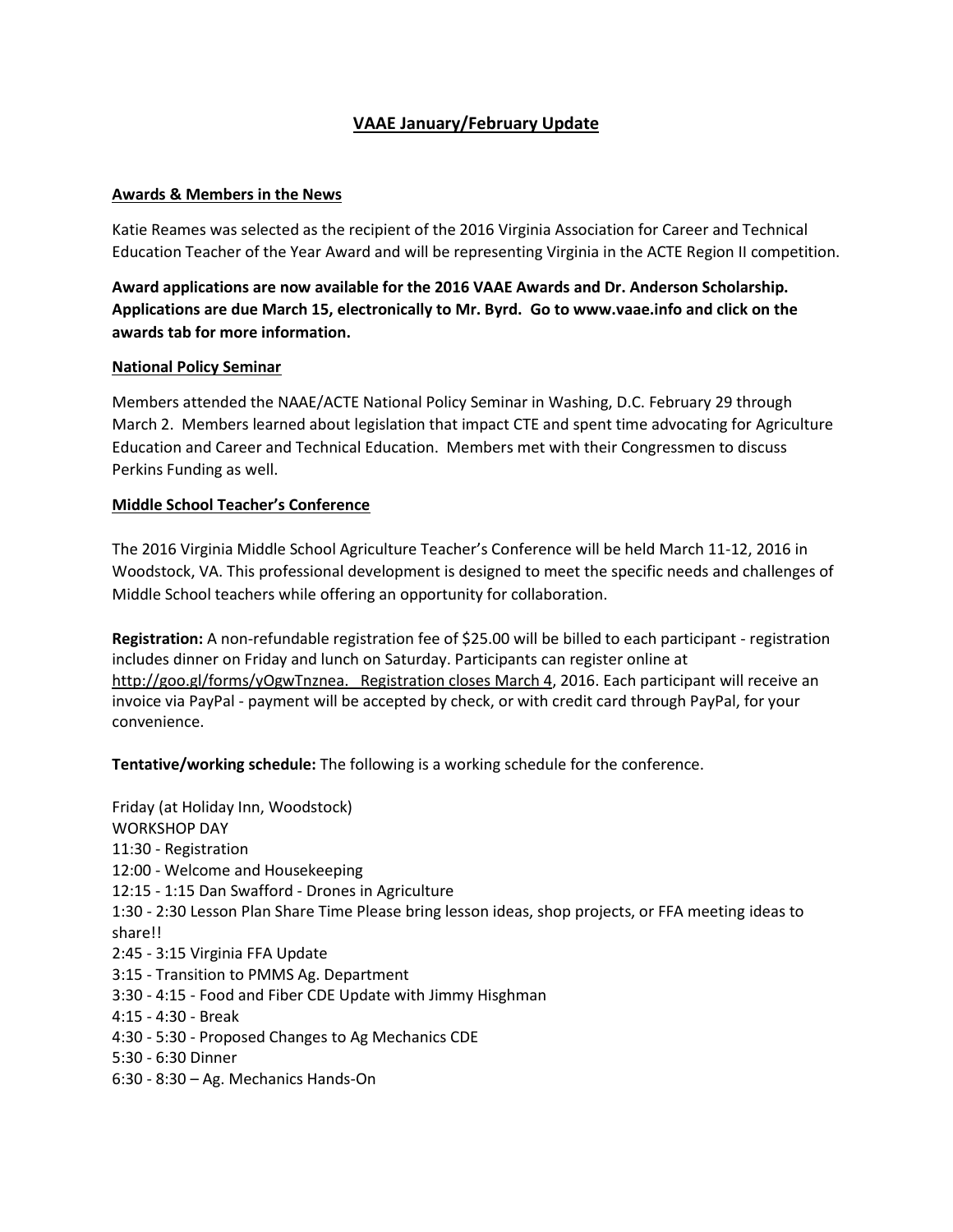# VAAE January/February Update

**Awards & Members in the News**

Katie Reames was selected as the recipient of the 2016 Virginia Association for Career and Technical Education Teacher of the Year Award and will be representing Virginia in the ACTE Region II competition.

**Award applications are now available for the 2016 VAAE Awards and Dr. Anderson Scholarship. Applications are due March 15, electronically to Mr. Byrd. Go to www.vaae.info and click on the awards tab for more information.**

**National Policy Seminar**

Members attended the NAAE/ACTE National Policy Seminar in Washing, D.C. February 29 through March 2. Members learned about legislation that impact CTE and spent time advocating for Agriculture Education and Career and Technical Education. Members met with their Congressmen to discuss Perkins Funding as well.

**Middle School Teacher's Conference**

The 2016 Virginia Middle School Agriculture Teacher's Conference will be held March 11-12, 2016 in Woodstock, VA. This professional development is designed to meet the specific needs and challenges of Middle School teachers while offering an opportunity for collaboration.

**Registration:** A non-refundable registration fee of $25.00 will be billed to each participant - registration includes dinner on Friday and lunch on Saturday. Participants can register online at http://goo.gl/forms/yOgwTnznea. Registration closes March 4, 2016. Each participant will receive an invoice via PayPal - payment will be accepted by check, or with credit card through PayPal, for your convenience.

**Tentative/working schedule:** The following is a working schedule for the conference.

Friday (at Holiday Inn, Woodstock)
WORKSHOP DAY
11:30 - Registration
12:00 - Welcome and Housekeeping
12:15 - 1:15 Dan Swafford - Drones in Agriculture
1:30 - 2:30 Lesson Plan Share Time Please bring lesson ideas, shop projects, or FFA meeting ideas to share!!
2:45 - 3:15 Virginia FFA Update
3:15 - Transition to PMMS Ag. Department
3:30 - 4:15 - Food and Fiber CDE Update with Jimmy Hisghman
4:15 - 4:30 - Break
4:30 - 5:30 - Proposed Changes to Ag Mechanics CDE
5:30 - 6:30 Dinner
6:30 - 8:30 – Ag. Mechanics Hands-On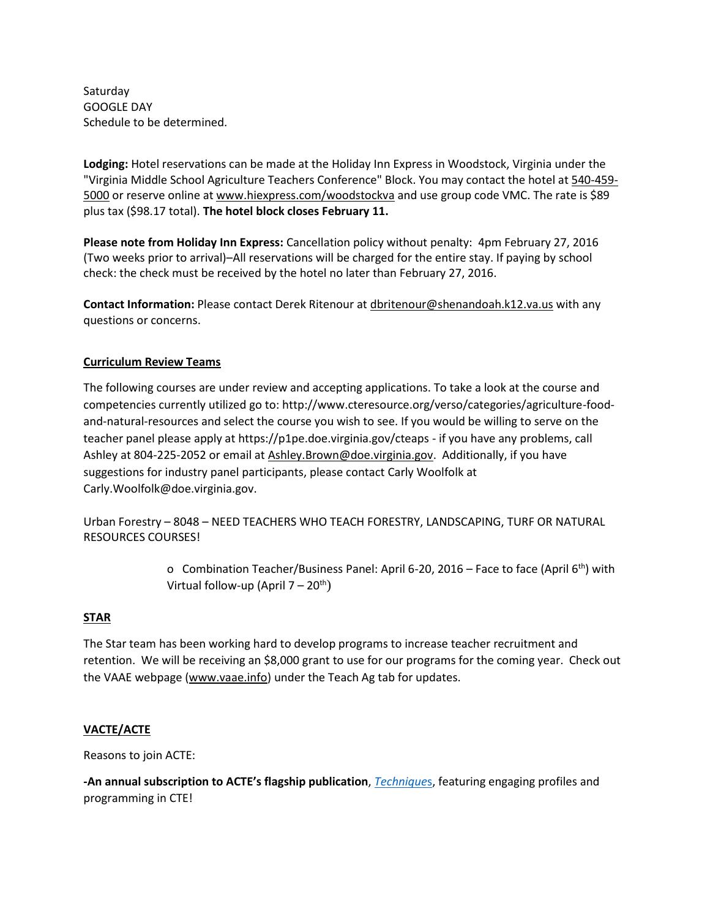Saturday
GOOGLE DAY
Schedule to be determined.

**Lodging:** Hotel reservations can be made at the Holiday Inn Express in Woodstock, Virginia under the "Virginia Middle School Agriculture Teachers Conference" Block. You may contact the hotel at 540-459-5000 or reserve online at www.hiexpress.com/woodstockva and use group code VMC. The rate is $89 plus tax ($98.17 total). **The hotel block closes February 11.**

**Please note from Holiday Inn Express:** Cancellation policy without penalty: 4pm February 27, 2016 (Two weeks prior to arrival)–All reservations will be charged for the entire stay. If paying by school check: the check must be received by the hotel no later than February 27, 2016.

**Contact Information:** Please contact Derek Ritenour at dbritenour@shenandoah.k12.va.us with any questions or concerns.

**Curriculum Review Teams**

The following courses are under review and accepting applications. To take a look at the course and competencies currently utilized go to: http://www.cteresource.org/verso/categories/agriculture-food-and-natural-resources and select the course you wish to see. If you would be willing to serve on the teacher panel please apply at https://p1pe.doe.virginia.gov/cteaps - if you have any problems, call Ashley at 804-225-2052 or email at Ashley.Brown@doe.virginia.gov. Additionally, if you have suggestions for industry panel participants, please contact Carly Woolfolk at Carly.Woolfolk@doe.virginia.gov.

Urban Forestry – 8048 – NEED TEACHERS WHO TEACH FORESTRY, LANDSCAPING, TURF OR NATURAL RESOURCES COURSES!

- Combination Teacher/Business Panel: April 6-20, 2016 – Face to face (April 6th) with Virtual follow-up (April 7 – 20th)

**STAR**

The Star team has been working hard to develop programs to increase teacher recruitment and retention. We will be receiving an $8,000 grant to use for our programs for the coming year. Check out the VAAE webpage (www.vaae.info) under the Teach Ag tab for updates.

**VACTE/ACTE**

Reasons to join ACTE:

**-An annual subscription to ACTE's flagship publication**, *Techniques*, featuring engaging profiles and programming in CTE!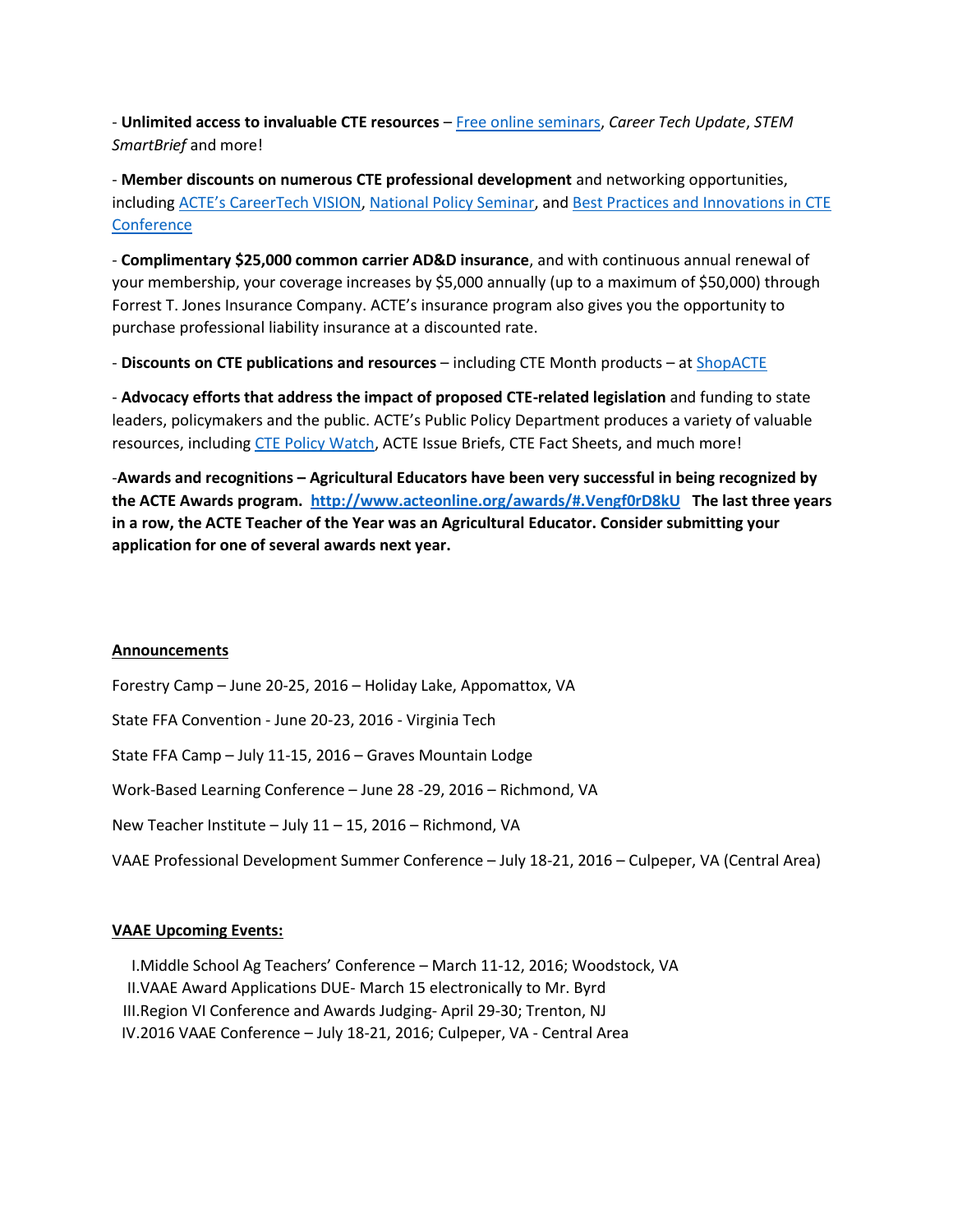- **Unlimited access to invaluable CTE resources** – [Free online seminars](), *Career Tech Update*, *STEM SmartBrief* and more!

- **Member discounts on numerous CTE professional development** and networking opportunities, including [ACTE's CareerTech VISION](), [National Policy Seminar](), and [Best Practices and Innovations in CTE Conference]()

- **Complimentary $25,000 common carrier AD&D insurance**, and with continuous annual renewal of your membership, your coverage increases by $5,000 annually (up to a maximum of $50,000) through Forrest T. Jones Insurance Company. ACTE's insurance program also gives you the opportunity to purchase professional liability insurance at a discounted rate.

- **Discounts on CTE publications and resources** – including CTE Month products – at [ShopACTE]()

- **Advocacy efforts that address the impact of proposed CTE-related legislation** and funding to state leaders, policymakers and the public. ACTE's Public Policy Department produces a variety of valuable resources, including [CTE Policy Watch](), ACTE Issue Briefs, CTE Fact Sheets, and much more!

-**Awards and recognitions – Agricultural Educators have been very successful in being recognized by the ACTE Awards program. [http://www.acteonline.org/awards/#.Vengf0rD8kU](http://www.acteonline.org/awards/#.Vengf0rD8kU) The last three years in a row, the ACTE Teacher of the Year was an Agricultural Educator. Consider submitting your application for one of several awards next year.**

**<u>Announcements</u>**

Forestry Camp – June 20-25, 2016 – Holiday Lake, Appomattox, VA

State FFA Convention - June 20-23, 2016 - Virginia Tech

State FFA Camp – July 11-15, 2016 – Graves Mountain Lodge

Work-Based Learning Conference – June 28 -29, 2016 – Richmond, VA

New Teacher Institute – July 11 – 15, 2016 – Richmond, VA

VAAE Professional Development Summer Conference – July 18-21, 2016 – Culpeper, VA (Central Area)

**<u>VAAE Upcoming Events:</u>**

I. Middle School Ag Teachers' Conference – March 11-12, 2016; Woodstock, VA
II. VAAE Award Applications DUE- March 15 electronically to Mr. Byrd
III. Region VI Conference and Awards Judging- April 29-30; Trenton, NJ
IV. 2016 VAAE Conference – July 18-21, 2016; Culpeper, VA - Central Area